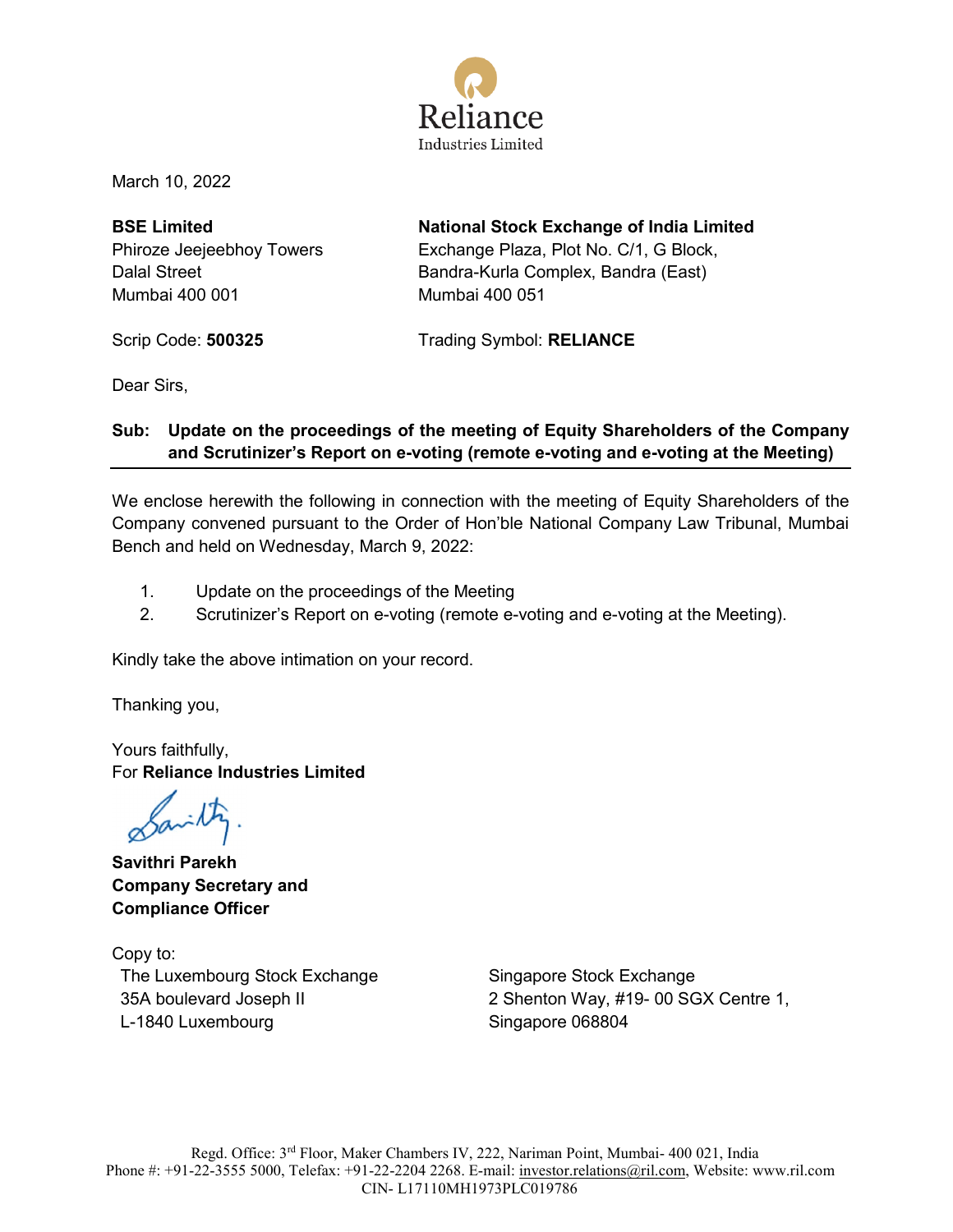Reliance
Industries Limited

March 10, 2022

**BSE Limited**
Phiroze Jeejeebhoy Towers
Dalal Street
Mumbai 400 001

Scrip Code: **500325**

**National Stock Exchange of India Limited**
Exchange Plaza, Plot No. C/1, G Block,
Bandra-Kurla Complex, Bandra (East)
Mumbai 400 051

Trading Symbol: **RELIANCE**

Dear Sirs,

**Sub: Update on the proceedings of the meeting of Equity Shareholders of the Company and Scrutinizer's Report on e-voting (remote e-voting and e-voting at the Meeting)**

We enclose herewith the following in connection with the meeting of Equity Shareholders of the Company convened pursuant to the Order of Hon'ble National Company Law Tribunal, Mumbai Bench and held on Wednesday, March 9, 2022:

1. Update on the proceedings of the Meeting
2. Scrutinizer's Report on e-voting (remote e-voting and e-voting at the Meeting).

Kindly take the above intimation on your record.

Thanking you,

Yours faithfully,
For **Reliance Industries Limited**

**Savithri Parekh**
**Company Secretary and**
**Compliance Officer**

Copy to:

The Luxembourg Stock Exchange
35A boulevard Joseph II
L-1840 Luxembourg

Singapore Stock Exchange
2 Shenton Way, #19- 00 SGX Centre 1,
Singapore 068804

Regd. Office: 3rd Floor, Maker Chambers IV, 222, Nariman Point, Mumbai- 400 021, India
Phone #: +91-22-3555 5000, Telefax: +91-22-2204 2268. E-mail: investor.relations@ril.com, Website: www.ril.com
CIN- L17110MH1973PLC019786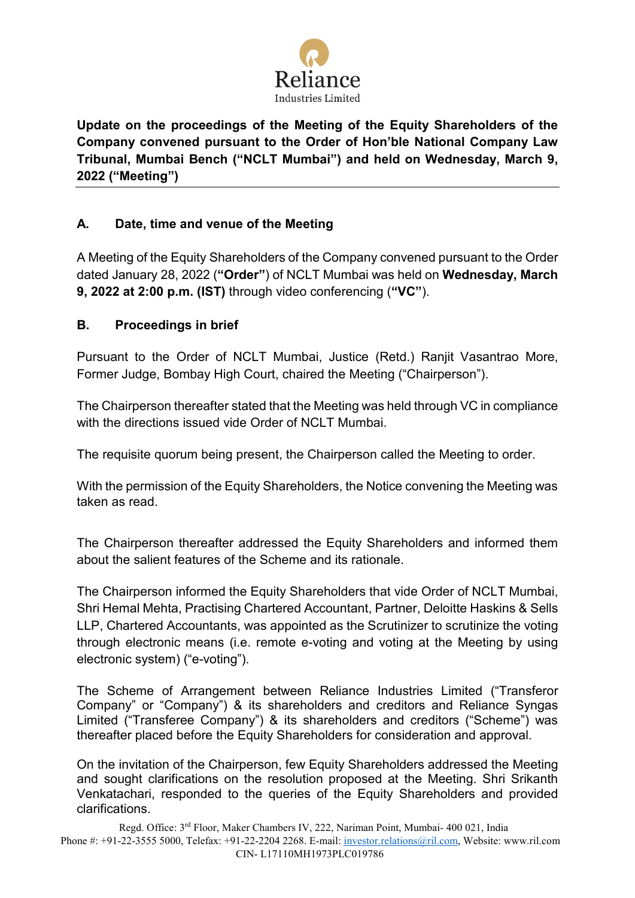**Update on the proceedings of the Meeting of the Equity Shareholders of the Company convened pursuant to the Order of Hon'ble National Company Law Tribunal, Mumbai Bench ("NCLT Mumbai") and held on Wednesday, March 9, 2022 ("Meeting")**

### A. Date, time and venue of the Meeting

A Meeting of the Equity Shareholders of the Company convened pursuant to the Order dated January 28, 2022 (**"Order"**) of NCLT Mumbai was held on **Wednesday, March 9, 2022 at 2:00 p.m. (IST)** through video conferencing (**"VC"**).

### B. Proceedings in brief

Pursuant to the Order of NCLT Mumbai, Justice (Retd.) Ranjit Vasantrao More, Former Judge, Bombay High Court, chaired the Meeting ("Chairperson").

The Chairperson thereafter stated that the Meeting was held through VC in compliance with the directions issued vide Order of NCLT Mumbai.

The requisite quorum being present, the Chairperson called the Meeting to order.

With the permission of the Equity Shareholders, the Notice convening the Meeting was taken as read.

The Chairperson thereafter addressed the Equity Shareholders and informed them about the salient features of the Scheme and its rationale.

The Chairperson informed the Equity Shareholders that vide Order of NCLT Mumbai, Shri Hemal Mehta, Practising Chartered Accountant, Partner, Deloitte Haskins & Sells LLP, Chartered Accountants, was appointed as the Scrutinizer to scrutinize the voting through electronic means (i.e. remote e-voting and voting at the Meeting by using electronic system) ("e-voting").

The Scheme of Arrangement between Reliance Industries Limited ("Transferor Company" or "Company") & its shareholders and creditors and Reliance Syngas Limited ("Transferee Company") & its shareholders and creditors ("Scheme") was thereafter placed before the Equity Shareholders for consideration and approval.

On the invitation of the Chairperson, few Equity Shareholders addressed the Meeting and sought clarifications on the resolution proposed at the Meeting. Shri Srikanth Venkatachari, responded to the queries of the Equity Shareholders and provided clarifications.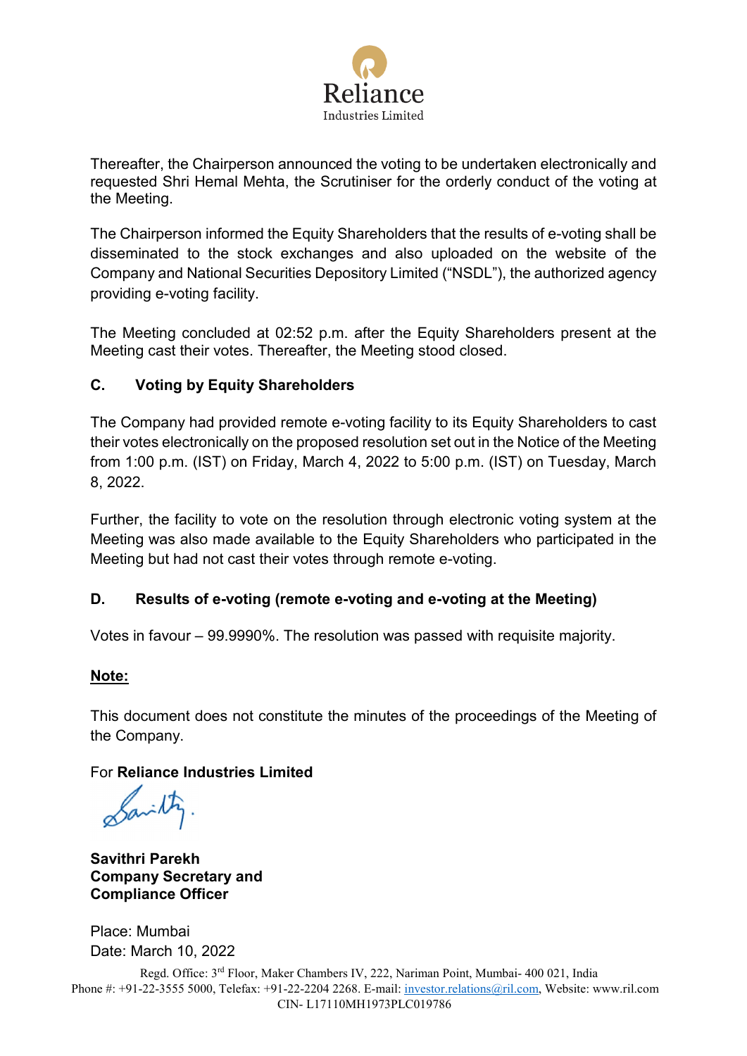Thereafter, the Chairperson announced the voting to be undertaken electronically and requested Shri Hemal Mehta, the Scrutiniser for the orderly conduct of the voting at the Meeting.

The Chairperson informed the Equity Shareholders that the results of e-voting shall be disseminated to the stock exchanges and also uploaded on the website of the Company and National Securities Depository Limited ("NSDL"), the authorized agency providing e-voting facility.

The Meeting concluded at 02:52 p.m. after the Equity Shareholders present at the Meeting cast their votes. Thereafter, the Meeting stood closed.

### C. Voting by Equity Shareholders

The Company had provided remote e-voting facility to its Equity Shareholders to cast their votes electronically on the proposed resolution set out in the Notice of the Meeting from 1:00 p.m. (IST) on Friday, March 4, 2022 to 5:00 p.m. (IST) on Tuesday, March 8, 2022.

Further, the facility to vote on the resolution through electronic voting system at the Meeting was also made available to the Equity Shareholders who participated in the Meeting but had not cast their votes through remote e-voting.

### D. Results of e-voting (remote e-voting and e-voting at the Meeting)

Votes in favour – 99.9990%. The resolution was passed with requisite majority.

**Note:**

This document does not constitute the minutes of the proceedings of the Meeting of the Company.

For **Reliance Industries Limited**

**Savithri Parekh**
**Company Secretary and**
**Compliance Officer**

Place: Mumbai
Date: March 10, 2022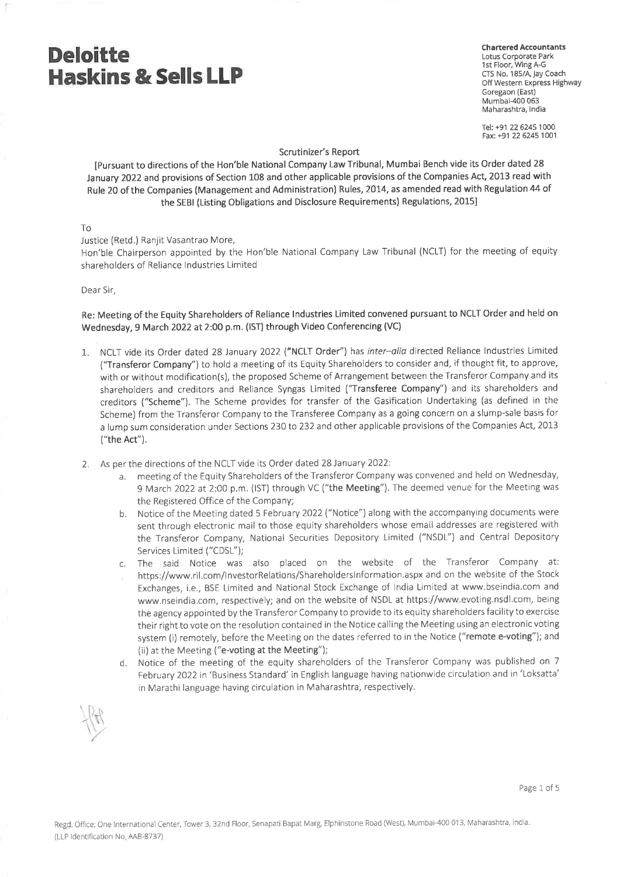# Deloitte Haskins & Sells LLP

**Chartered Accountants**
Lotus Corporate Park
1st Floor, Wing A-G
CTS No. 185/A, Jay Coach
Off Western Express Highway
Goregaon (East)
Mumbai-400 063
Maharashtra, India

Tel: +91 22 6245 1000
Fax: +91 22 6245 1001

Scrutinizer's Report

[Pursuant to directions of the Hon'ble National Company Law Tribunal, Mumbai Bench vide its Order dated 28 January 2022 and provisions of Section 108 and other applicable provisions of the Companies Act, 2013 read with Rule 20 of the Companies (Management and Administration) Rules, 2014, as amended read with Regulation 44 of the SEBI (Listing Obligations and Disclosure Requirements) Regulations, 2015]

To

Justice (Retd.) Ranjit Vasantrao More,
Hon'ble Chairperson appointed by the Hon'ble National Company Law Tribunal (NCLT) for the meeting of equity shareholders of Reliance Industries Limited

Dear Sir,

**Re: Meeting of the Equity Shareholders of Reliance Industries Limited convened pursuant to NCLT Order and held on Wednesday, 9 March 2022 at 2:00 p.m. (IST) through Video Conferencing (VC)**

1. NCLT vide its Order dated 28 January 2022 (**"NCLT Order"**) has *inter–alia* directed Reliance Industries Limited ("**Transferor Company**") to hold a meeting of its Equity Shareholders to consider and, if thought fit, to approve, with or without modification(s), the proposed Scheme of Arrangement between the Transferor Company and its shareholders and creditors and Reliance Syngas Limited ("**Transferee Company**") and its shareholders and creditors ("**Scheme**"). The Scheme provides for transfer of the Gasification Undertaking (as defined in the Scheme) from the Transferor Company to the Transferee Company as a going concern on a slump-sale basis for a lump sum consideration under Sections 230 to 232 and other applicable provisions of the Companies Act, 2013 ("**the Act**").

2. As per the directions of the NCLT vide its Order dated 28 January 2022:
   a. meeting of the Equity Shareholders of the Transferor Company was convened and held on Wednesday, 9 March 2022 at 2:00 p.m. (IST) through VC ("**the Meeting**"). The deemed venue for the Meeting was the Registered Office of the Company;
   b. Notice of the Meeting dated 5 February 2022 ("Notice") along with the accompanying documents were sent through electronic mail to those equity shareholders whose email addresses are registered with the Transferor Company, National Securities Depository Limited ("NSDL") and Central Depository Services Limited ("CDSL");
   c. The said Notice was also placed on the website of the Transferor Company at: https://www.ril.com/InvestorRelations/ShareholdersInformation.aspx and on the website of the Stock Exchanges, i.e., BSE Limited and National Stock Exchange of India Limited at www.bseindia.com and www.nseindia.com, respectively; and on the website of NSDL at https://www.evoting.nsdl.com, being the agency appointed by the Transferor Company to provide to its equity shareholders facility to exercise their right to vote on the resolution contained in the Notice calling the Meeting using an electronic voting system (i) remotely, before the Meeting on the dates referred to in the Notice ("**remote e-voting**"); and (ii) at the Meeting ("**e-voting at the Meeting**");
   d. Notice of the meeting of the equity shareholders of the Transferor Company was published on 7 February 2022 in 'Business Standard' in English language having nationwide circulation and in 'Loksatta' in Marathi language having circulation in Maharashtra, respectively.

Regd. Office: One International Center, Tower 3, 32nd Floor, Senapati Bapat Marg, Elphinstone Road (West), Mumbai-400 013, Maharashtra, India.
(LLP Identification No. AAB-8737)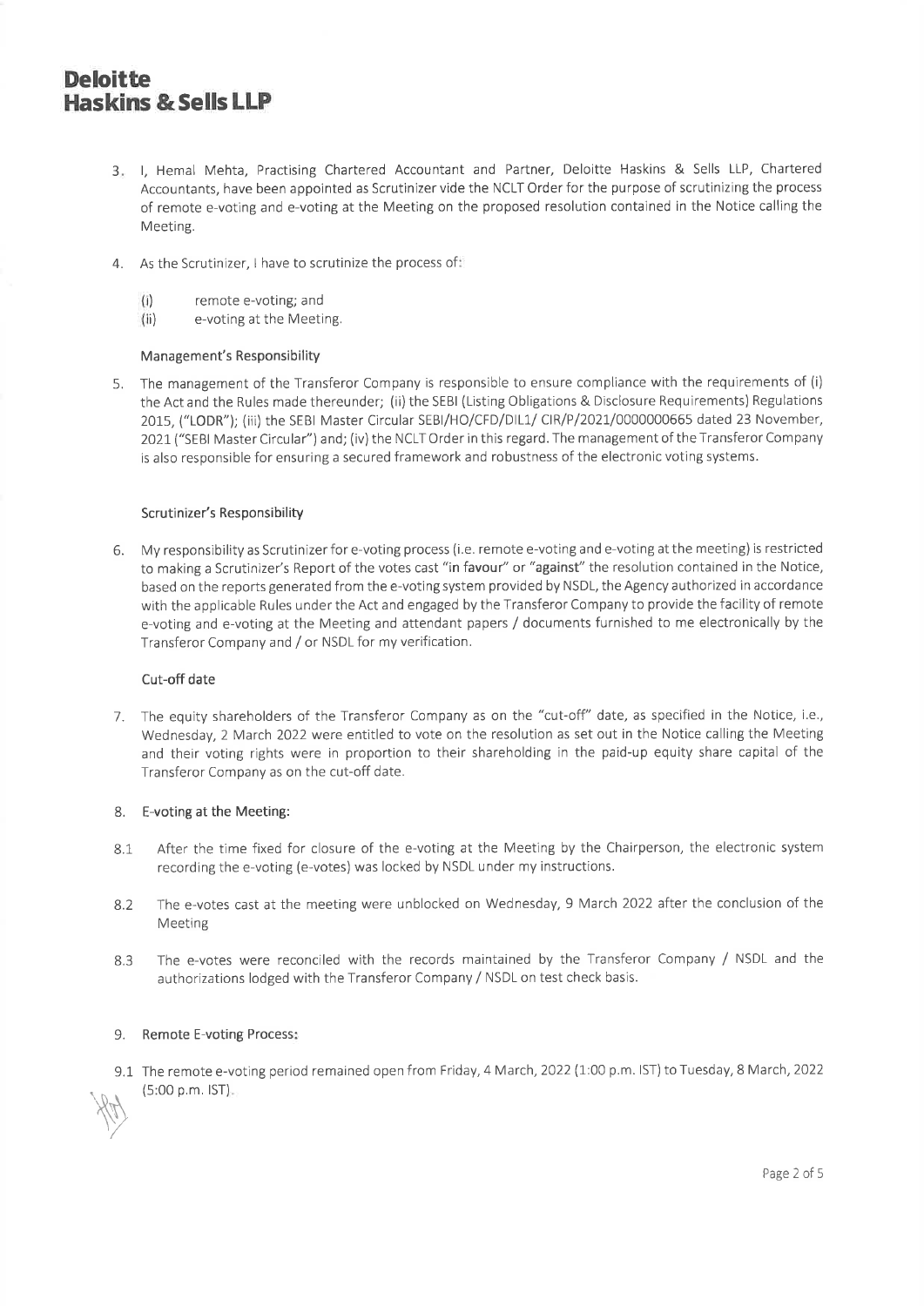# Deloitte Haskins & Sells LLP

3. I, Hemal Mehta, Practising Chartered Accountant and Partner, Deloitte Haskins & Sells LLP, Chartered Accountants, have been appointed as Scrutinizer vide the NCLT Order for the purpose of scrutinizing the process of remote e-voting and e-voting at the Meeting on the proposed resolution contained in the Notice calling the Meeting.

4. As the Scrutinizer, I have to scrutinize the process of:

   (i) remote e-voting; and
   
   (ii) e-voting at the Meeting.

### Management's Responsibility

5. The management of the Transferor Company is responsible to ensure compliance with the requirements of (i) the Act and the Rules made thereunder; (ii) the SEBI (Listing Obligations & Disclosure Requirements) Regulations 2015, ("LODR"); (iii) the SEBI Master Circular SEBI/HO/CFD/DIL1/ CIR/P/2021/0000000665 dated 23 November, 2021 ("SEBI Master Circular") and; (iv) the NCLT Order in this regard. The management of the Transferor Company is also responsible for ensuring a secured framework and robustness of the electronic voting systems.

### Scrutinizer's Responsibility

6. My responsibility as Scrutinizer for e-voting process (i.e. remote e-voting and e-voting at the meeting) is restricted to making a Scrutinizer's Report of the votes cast "in favour" or "against" the resolution contained in the Notice, based on the reports generated from the e-voting system provided by NSDL, the Agency authorized in accordance with the applicable Rules under the Act and engaged by the Transferor Company to provide the facility of remote e-voting and e-voting at the Meeting and attendant papers / documents furnished to me electronically by the Transferor Company and / or NSDL for my verification.

### Cut-off date

7. The equity shareholders of the Transferor Company as on the "cut-off" date, as specified in the Notice, i.e., Wednesday, 2 March 2022 were entitled to vote on the resolution as set out in the Notice calling the Meeting and their voting rights were in proportion to their shareholding in the paid-up equity share capital of the Transferor Company as on the cut-off date.

8. **E-voting at the Meeting:**

8.1 After the time fixed for closure of the e-voting at the Meeting by the Chairperson, the electronic system recording the e-voting (e-votes) was locked by NSDL under my instructions.

8.2 The e-votes cast at the meeting were unblocked on Wednesday, 9 March 2022 after the conclusion of the Meeting

8.3 The e-votes were reconciled with the records maintained by the Transferor Company / NSDL and the authorizations lodged with the Transferor Company / NSDL on test check basis.

9. **Remote E-voting Process:**

9.1 The remote e-voting period remained open from Friday, 4 March, 2022 (1:00 p.m. IST) to Tuesday, 8 March, 2022 (5:00 p.m. IST).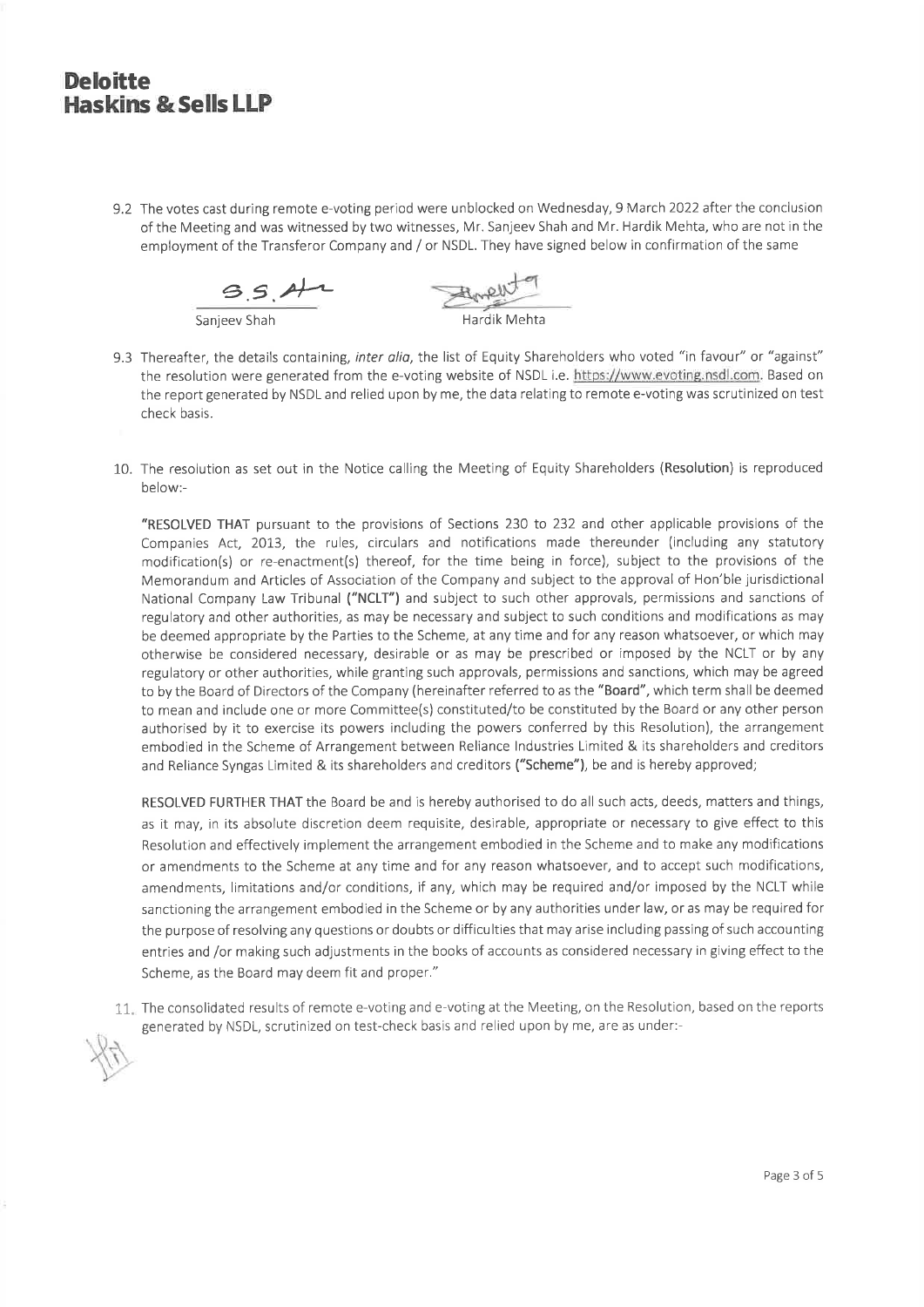**Deloitte**
**Haskins & Sells LLP**

9.2 The votes cast during remote e-voting period were unblocked on Wednesday, 9 March 2022 after the conclusion of the Meeting and was witnessed by two witnesses, Mr. Sanjeev Shah and Mr. Hardik Mehta, who are not in the employment of the Transferor Company and / or NSDL. They have signed below in confirmation of the same

Sanjeev Shah          Hardik Mehta

9.3 Thereafter, the details containing, *inter alia*, the list of Equity Shareholders who voted "in favour" or "against" the resolution were generated from the e-voting website of NSDL i.e. https://www.evoting.nsdl.com. Based on the report generated by NSDL and relied upon by me, the data relating to remote e-voting was scrutinized on test check basis.

10. The resolution as set out in the Notice calling the Meeting of Equity Shareholders (**Resolution**) is reproduced below:-

"**RESOLVED THAT** pursuant to the provisions of Sections 230 to 232 and other applicable provisions of the Companies Act, 2013, the rules, circulars and notifications made thereunder (including any statutory modification(s) or re-enactment(s) thereof, for the time being in force), subject to the provisions of the Memorandum and Articles of Association of the Company and subject to the approval of Hon'ble jurisdictional National Company Law Tribunal (**"NCLT"**) and subject to such other approvals, permissions and sanctions of regulatory and other authorities, as may be necessary and subject to such conditions and modifications as may be deemed appropriate by the Parties to the Scheme, at any time and for any reason whatsoever, or which may otherwise be considered necessary, desirable or as may be prescribed or imposed by the NCLT or by any regulatory or other authorities, while granting such approvals, permissions and sanctions, which may be agreed to by the Board of Directors of the Company (hereinafter referred to as the **"Board"**, which term shall be deemed to mean and include one or more Committee(s) constituted/to be constituted by the Board or any other person authorised by it to exercise its powers including the powers conferred by this Resolution), the arrangement embodied in the Scheme of Arrangement between Reliance Industries Limited & its shareholders and creditors and Reliance Syngas Limited & its shareholders and creditors (**"Scheme"**), be and is hereby approved;

**RESOLVED FURTHER THAT** the Board be and is hereby authorised to do all such acts, deeds, matters and things, as it may, in its absolute discretion deem requisite, desirable, appropriate or necessary to give effect to this Resolution and effectively implement the arrangement embodied in the Scheme and to make any modifications or amendments to the Scheme at any time and for any reason whatsoever, and to accept such modifications, amendments, limitations and/or conditions, if any, which may be required and/or imposed by the NCLT while sanctioning the arrangement embodied in the Scheme or by any authorities under law, or as may be required for the purpose of resolving any questions or doubts or difficulties that may arise including passing of such accounting entries and /or making such adjustments in the books of accounts as considered necessary in giving effect to the Scheme, as the Board may deem fit and proper."

11. The consolidated results of remote e-voting and e-voting at the Meeting, on the Resolution, based on the reports generated by NSDL, scrutinized on test-check basis and relied upon by me, are as under:-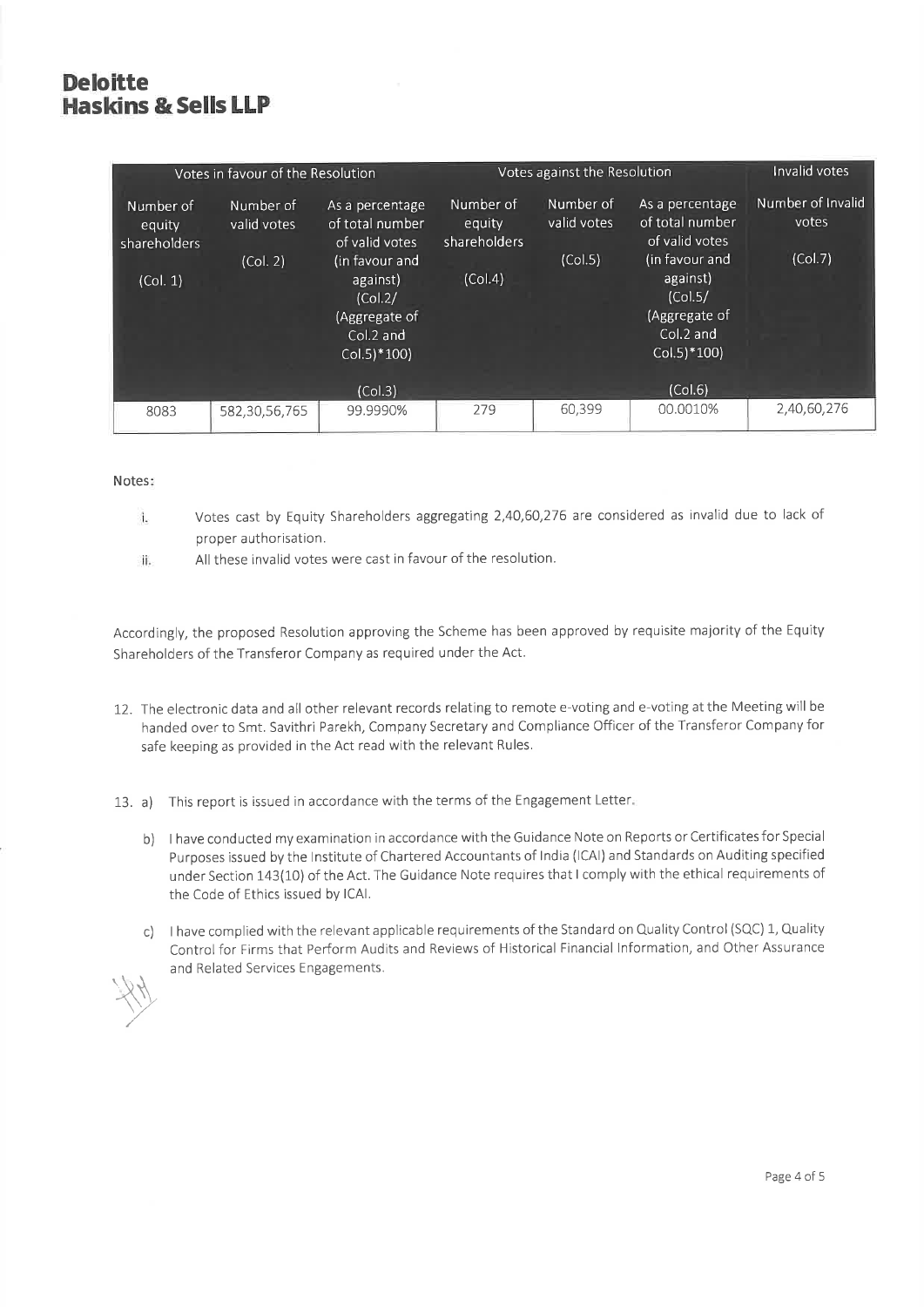**Deloitte**
**Haskins & Sells LLP**

| Votes in favour of the Resolution | | | Votes against the Resolution | | | Invalid votes |
|---|---|---|---|---|---|---|
| Number of equity shareholders (Col. 1) | Number of valid votes (Col. 2) | As a percentage of total number of valid votes (in favour and against) (Col.2/ (Aggregate of Col.2 and Col.5)*100) (Col.3) | Number of equity shareholders (Col.4) | Number of valid votes (Col.5) | As a percentage of total number of valid votes (in favour and against) (Col.5/ (Aggregate of Col.2 and Col.5)*100) (Col.6) | Number of Invalid votes (Col.7) |
| 8083 | 582,30,56,765 | 99.9990% | 279 | 60,399 | 00.0010% | 2,40,60,276 |

Notes:

i. Votes cast by Equity Shareholders aggregating 2,40,60,276 are considered as invalid due to lack of proper authorisation.

ii. All these invalid votes were cast in favour of the resolution.

Accordingly, the proposed Resolution approving the Scheme has been approved by requisite majority of the Equity Shareholders of the Transferor Company as required under the Act.

12. The electronic data and all other relevant records relating to remote e-voting and e-voting at the Meeting will be handed over to Smt. Savithri Parekh, Company Secretary and Compliance Officer of the Transferor Company for safe keeping as provided in the Act read with the relevant Rules.

13. a) This report is issued in accordance with the terms of the Engagement Letter.

    b) I have conducted my examination in accordance with the Guidance Note on Reports or Certificates for Special Purposes issued by the Institute of Chartered Accountants of India (ICAI) and Standards on Auditing specified under Section 143(10) of the Act. The Guidance Note requires that I comply with the ethical requirements of the Code of Ethics issued by ICAI.

    c) I have complied with the relevant applicable requirements of the Standard on Quality Control (SQC) 1, Quality Control for Firms that Perform Audits and Reviews of Historical Financial Information, and Other Assurance and Related Services Engagements.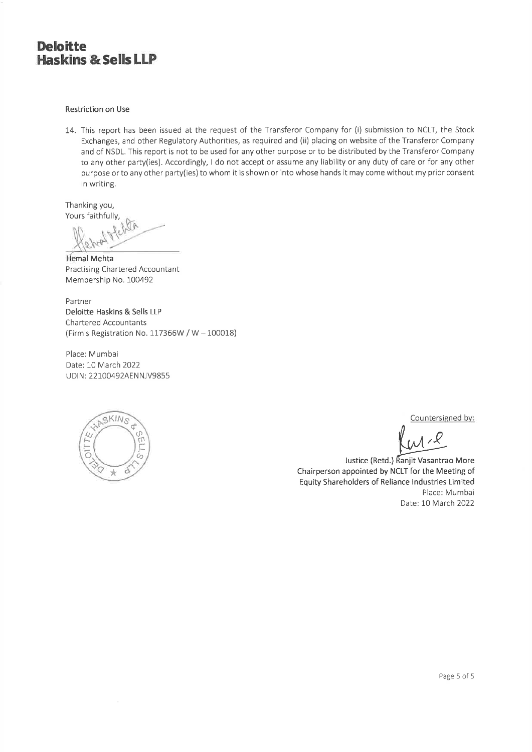**Deloitte**
**Haskins & Sells LLP**

Restriction on Use

14. This report has been issued at the request of the Transferor Company for (i) submission to NCLT, the Stock Exchanges, and other Regulatory Authorities, as required and (ii) placing on website of the Transferor Company and of NSDL. This report is not to be used for any other purpose or to be distributed by the Transferor Company to any other party(ies). Accordingly, I do not accept or assume any liability or any duty of care or for any other purpose or to any other party(ies) to whom it is shown or into whose hands it may come without my prior consent in writing.

Thanking you,
Yours faithfully,

Hemal Mehta
Practising Chartered Accountant
Membership No. 100492

Partner
Deloitte Haskins & Sells LLP
Chartered Accountants
(Firm's Registration No. 117366W / W – 100018)

Place: Mumbai
Date: 10 March 2022
UDIN: 22100492AENNJV9855

Countersigned by:

Justice (Retd.) Ranjit Vasantrao More
Chairperson appointed by NCLT for the Meeting of Equity Shareholders of Reliance Industries Limited
Place: Mumbai
Date: 10 March 2022